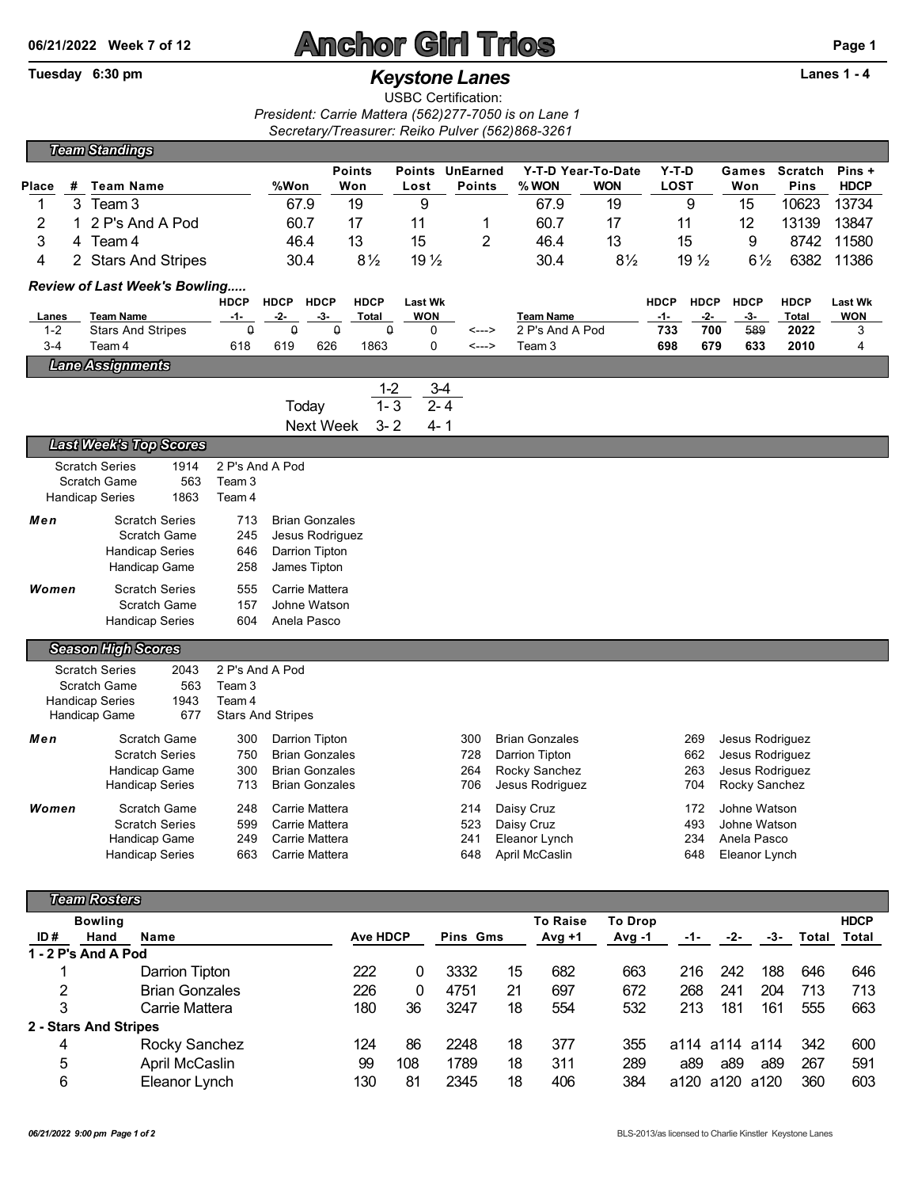06/21/2022 Week 7 of 12

# Anchor Girl Trios

Tuesday 6:30 pm

## Keystone Lanes

Lanes 1 - 4

USBC Certification:
*President: Carrie Mattera (562)277-7050 is on Lane 1*
*Secretary/Treasurer: Reiko Pulver (562)868-3261*

### Team Standings

| Place | # | Team Name | %Won | Points Won | Points Lost | UnEarned Points | Y-T-D % WON | Year-To-Date WON | Y-T-D LOST | Games Won | Scratch Pins | Pins + HDCP |
|---|---|---|---|---|---|---|---|---|---|---|---|---|
| 1 | 3 | Team 3 | 67.9 | 19 | 9 | | 67.9 | 19 | 9 | 15 | 10623 | 13734 |
| 2 | 1 | 2 P's And A Pod | 60.7 | 17 | 11 | 1 | 60.7 | 17 | 11 | 12 | 13139 | 13847 |
| 3 | 4 | Team 4 | 46.4 | 13 | 15 | 2 | 46.4 | 13 | 15 | 9 | 8742 | 11580 |
| 4 | 2 | Stars And Stripes | 30.4 | 8½ | 19½ | | 30.4 | 8½ | 19½ | 6½ | 6382 | 11386 |

### Review of Last Week's Bowling.....

| Lanes | Team Name | HDCP -1- | HDCP -2- | HDCP -3- | HDCP Total | Last Wk WON | | Team Name | HDCP -1- | HDCP -2- | HDCP -3- | HDCP Total | Last Wk WON |
|---|---|---|---|---|---|---|---|---|---|---|---|---|---|
| 1-2 | Stars And Stripes | ~~0~~ | ~~0~~ | ~~0~~ | ~~0~~ | 0 | <---> | 2 P's And A Pod | **733** | **700** | ~~589~~ | **2022** | 3 |
| 3-4 | Team 4 | 618 | 619 | 626 | 1863 | 0 | <---> | Team 3 | **698** | **679** | **633** | **2010** | 4 |

### Lane Assignments

| | 1-2 | 3-4 |
|---|---|---|
| Today | 1- 3 | 2- 4 |
| Next Week | 3- 2 | 4- 1 |

### Last Week's Top Scores

| | | |
|---|---|---|
| Scratch Series | 1914 | 2 P's And A Pod |
| Scratch Game | 563 | Team 3 |
| Handicap Series | 1863 | Team 4 |

| | | | |
|---|---|---|---|
| **Men** | Scratch Series | 713 | Brian Gonzales |
| | Scratch Game | 245 | Jesus Rodriguez |
| | Handicap Series | 646 | Darrion Tipton |
| | Handicap Game | 258 | James Tipton |
| **Women** | Scratch Series | 555 | Carrie Mattera |
| | Scratch Game | 157 | Johne Watson |
| | Handicap Series | 604 | Anela Pasco |

### Season High Scores

| | | |
|---|---|---|
| Scratch Series | 2043 | 2 P's And A Pod |
| Scratch Game | 563 | Team 3 |
| Handicap Series | 1943 | Team 4 |
| Handicap Game | 677 | Stars And Stripes |

| | | | | | | | |
|---|---|---|---|---|---|---|---|
| **Men** | Scratch Game | 300 | Darrion Tipton | 300 | Brian Gonzales | 269 | Jesus Rodriguez |
| | Scratch Series | 750 | Brian Gonzales | 728 | Darrion Tipton | 662 | Jesus Rodriguez |
| | Handicap Game | 300 | Brian Gonzales | 264 | Rocky Sanchez | 263 | Jesus Rodriguez |
| | Handicap Series | 713 | Brian Gonzales | 706 | Jesus Rodriguez | 704 | Rocky Sanchez |
| **Women** | Scratch Game | 248 | Carrie Mattera | 214 | Daisy Cruz | 172 | Johne Watson |
| | Scratch Series | 599 | Carrie Mattera | 523 | Daisy Cruz | 493 | Johne Watson |
| | Handicap Game | 249 | Carrie Mattera | 241 | Eleanor Lynch | 234 | Anela Pasco |
| | Handicap Series | 663 | Carrie Mattera | 648 | April McCaslin | 648 | Eleanor Lynch |

### Team Rosters

| ID # | Bowling Hand | Name | Ave | HDCP | Pins | Gms | To Raise Avg +1 | To Drop Avg -1 | -1- | -2- | -3- | Total | HDCP Total |
|---|---|---|---|---|---|---|---|---|---|---|---|---|---|
| **1 - 2 P's And A Pod** | | | | | | | | | | | | | |
| 1 | | Darrion Tipton | 222 | 0 | 3332 | 15 | 682 | 663 | 216 | 242 | 188 | 646 | 646 |
| 2 | | Brian Gonzales | 226 | 0 | 4751 | 21 | 697 | 672 | 268 | 241 | 204 | 713 | 713 |
| 3 | | Carrie Mattera | 180 | 36 | 3247 | 18 | 554 | 532 | 213 | 181 | 161 | 555 | 663 |
| **2 - Stars And Stripes** | | | | | | | | | | | | | |
| 4 | | Rocky Sanchez | 124 | 86 | 2248 | 18 | 377 | 355 | a114 | a114 | a114 | 342 | 600 |
| 5 | | April McCaslin | 99 | 108 | 1789 | 18 | 311 | 289 | a89 | a89 | a89 | 267 | 591 |
| 6 | | Eleanor Lynch | 130 | 81 | 2345 | 18 | 406 | 384 | a120 | a120 | a120 | 360 | 603 |

06/21/2022 9:00 pm Page 1 of 2

BLS-2013/as licensed to Charlie Kinstler Keystone Lanes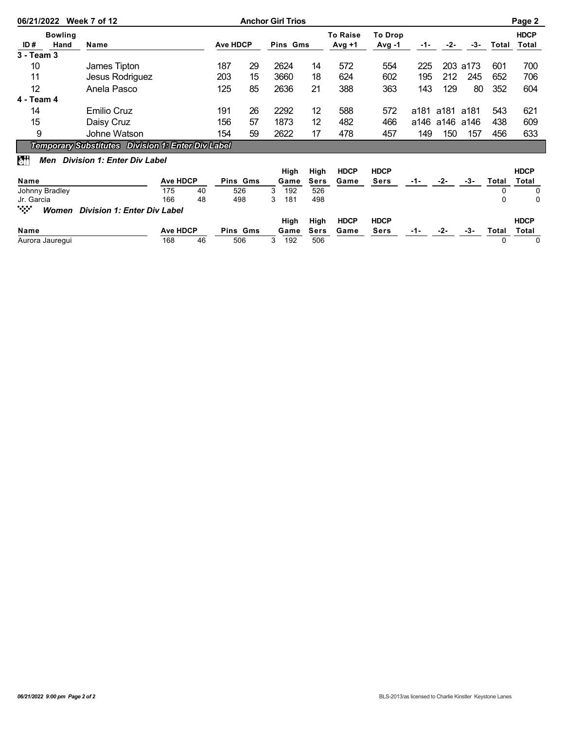06/21/2022 Week 7 of 12 — Anchor Girl Trios

| ID # | Bowling Hand | Name | Ave | HDCP | Pins | Gms | To Raise Avg +1 | To Drop Avg -1 | -1- | -2- | -3- | Total | HDCP Total |
|---|---|---|---|---|---|---|---|---|---|---|---|---|---|
| **3 - Team 3** | | | | | | | | | | | | | |
| 10 | | James Tipton | 187 | 29 | 2624 | 14 | 572 | 554 | 225 | 203 | a173 | 601 | 700 |
| 11 | | Jesus Rodriguez | 203 | 15 | 3660 | 18 | 624 | 602 | 195 | 212 | 245 | 652 | 706 |
| 12 | | Anela Pasco | 125 | 85 | 2636 | 21 | 388 | 363 | 143 | 129 | 80 | 352 | 604 |
| **4 - Team 4** | | | | | | | | | | | | | |
| 14 | | Emilio Cruz | 191 | 26 | 2292 | 12 | 588 | 572 | a181 | a181 | a181 | 543 | 621 |
| 15 | | Daisy Cruz | 156 | 57 | 1873 | 12 | 482 | 466 | a146 | a146 | a146 | 438 | 609 |
| 9 | | Johne Watson | 154 | 59 | 2622 | 17 | 478 | 457 | 149 | 150 | 157 | 456 | 633 |

## *Temporary Substitutes Division 1: Enter Div Label*

### *Men Division 1: Enter Div Label*

| Name | Ave | HDCP | Pins | Gms | High Game | High Sers | HDCP Game | HDCP Sers | -1- | -2- | -3- | Total | HDCP Total |
|---|---|---|---|---|---|---|---|---|---|---|---|---|---|
| Johnny Bradley | 175 | 40 | 526 | 3 | 192 | 526 | | | | | | 0 | 0 |
| Jr. Garcia | 166 | 48 | 498 | 3 | 181 | 498 | | | | | | 0 | 0 |

### *Women Division 1: Enter Div Label*

| Name | Ave | HDCP | Pins | Gms | High Game | High Sers | HDCP Game | HDCP Sers | -1- | -2- | -3- | Total | HDCP Total |
|---|---|---|---|---|---|---|---|---|---|---|---|---|---|
| Aurora Jauregui | 168 | 46 | 506 | 3 | 192 | 506 | | | | | | 0 | 0 |

BLS-2013/as licensed to Charlie Kinstler Keystone Lanes